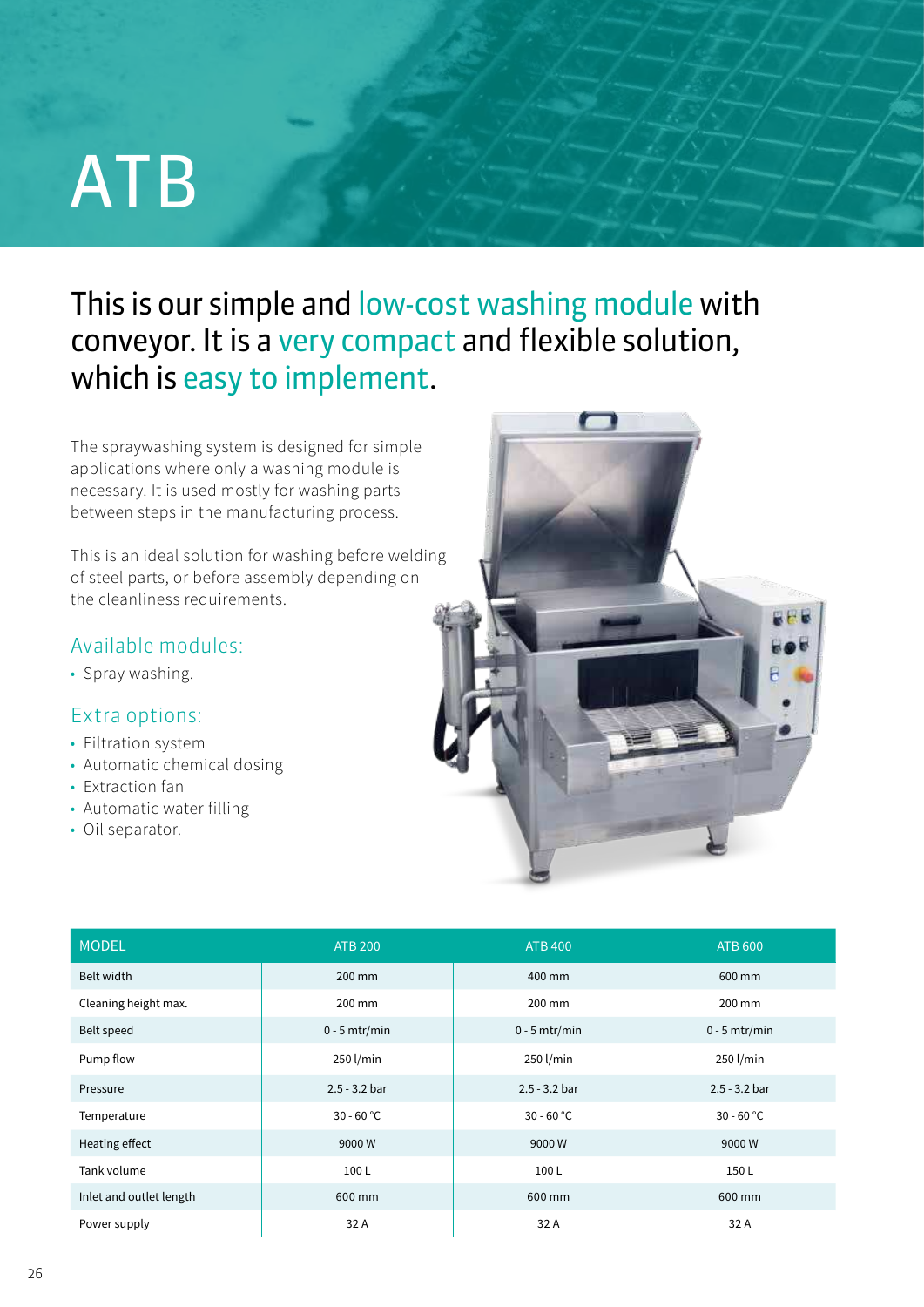# ATB

## This is our simple and low-cost washing module with conveyor. It is a very compact and flexible solution, which is easy to implement.

The spraywashing system is designed for simple applications where only a washing module is necessary. It is used mostly for washing parts between steps in the manufacturing process.

This is an ideal solution for washing before welding of steel parts, or before assembly depending on the cleanliness requirements.

### Available modules:

- Spray washing.

### Extra options:

- Filtration system
- Automatic chemical dosing
- Extraction fan
- Automatic water filling
- Oil separator.

| MODEL | ATB 200 | ATB 400 | ATB 600 |
|---|---|---|---|
| Belt width | 200 mm | 400 mm | 600 mm |
| Cleaning height max. | 200 mm | 200 mm | 200 mm |
| Belt speed | 0 - 5 mtr/min | 0 - 5 mtr/min | 0 - 5 mtr/min |
| Pump flow | 250 l/min | 250 l/min | 250 l/min |
| Pressure | 2.5 - 3.2 bar | 2.5 - 3.2 bar | 2.5 - 3.2 bar |
| Temperature | 30 - 60 °C | 30 - 60 °C | 30 - 60 °C |
| Heating effect | 9000 W | 9000 W | 9000 W |
| Tank volume | 100 L | 100 L | 150 L |
| Inlet and outlet length | 600 mm | 600 mm | 600 mm |
| Power supply | 32 A | 32 A | 32 A |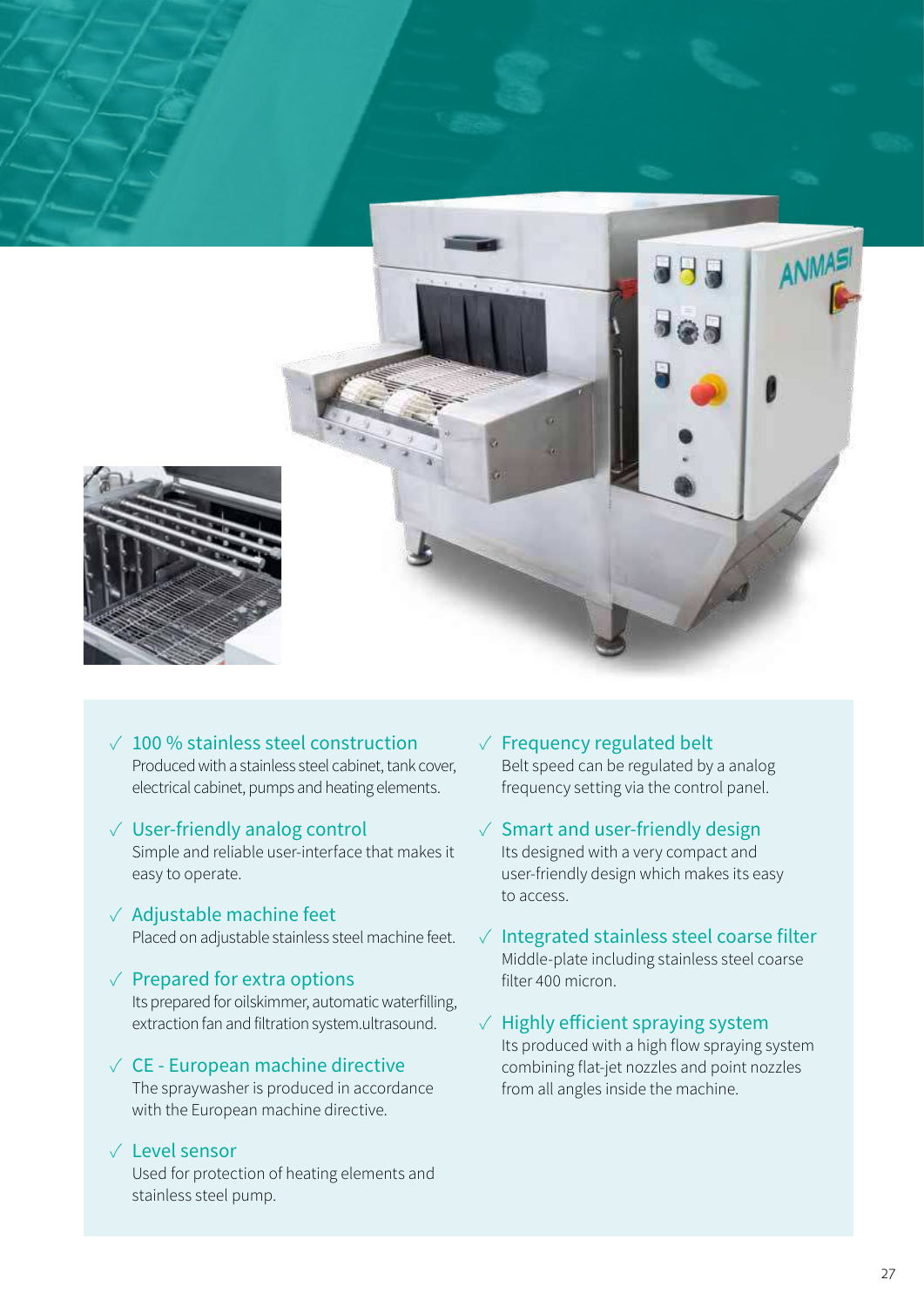- **100 % stainless steel construction**
  Produced with a stainless steel cabinet, tank cover, electrical cabinet, pumps and heating elements.

- **User-friendly analog control**
  Simple and reliable user-interface that makes it easy to operate.

- **Adjustable machine feet**
  Placed on adjustable stainless steel machine feet.

- **Prepared for extra options**
  Its prepared for oilskimmer, automatic waterfilling, extraction fan and filtration system.ultrasound.

- **CE - European machine directive**
  The spraywasher is produced in accordance with the European machine directive.

- **Level sensor**
  Used for protection of heating elements and stainless steel pump.

- **Frequency regulated belt**
  Belt speed can be regulated by a analog frequency setting via the control panel.

- **Smart and user-friendly design**
  Its designed with a very compact and user-friendly design which makes its easy to access.

- **Integrated stainless steel coarse filter**
  Middle-plate including stainless steel coarse filter 400 micron.

- **Highly efficient spraying system**
  Its produced with a high flow spraying system combining flat-jet nozzles and point nozzles from all angles inside the machine.